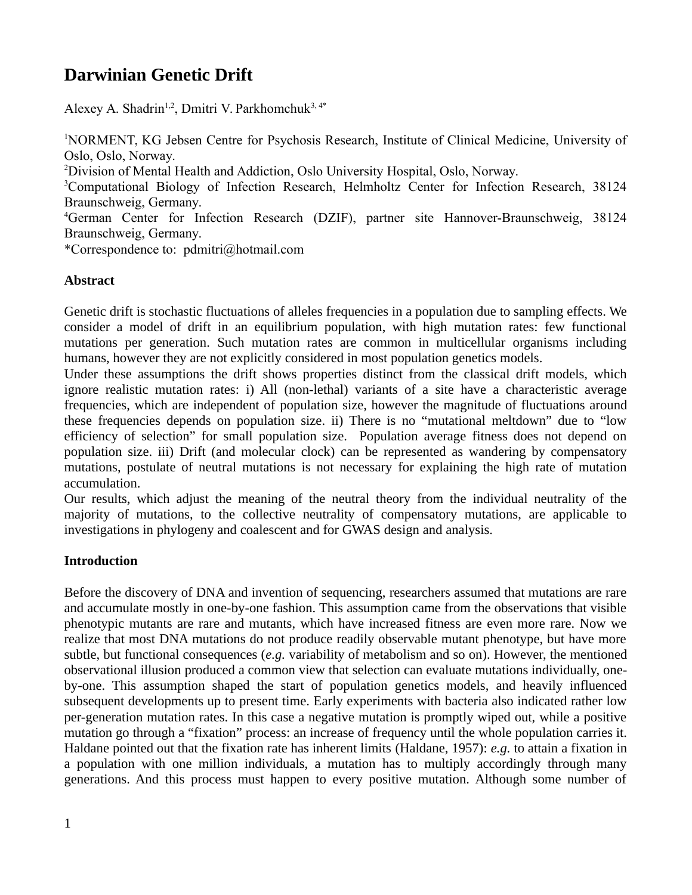# Darwinian Genetic Drift

Alexey A. Shadrin[1,2], Dmitri V. Parkhomchuk[3, 4*]

[1]NORMENT, KG Jebsen Centre for Psychosis Research, Institute of Clinical Medicine, University of Oslo, Oslo, Norway.
[2]Division of Mental Health and Addiction, Oslo University Hospital, Oslo, Norway.
[3]Computational Biology of Infection Research, Helmholtz Center for Infection Research, 38124 Braunschweig, Germany.
[4]German Center for Infection Research (DZIF), partner site Hannover-Braunschweig, 38124 Braunschweig, Germany.
*Correspondence to: pdmitri@hotmail.com

**Abstract**

Genetic drift is stochastic fluctuations of alleles frequencies in a population due to sampling effects. We consider a model of drift in an equilibrium population, with high mutation rates: few functional mutations per generation. Such mutation rates are common in multicellular organisms including humans, however they are not explicitly considered in most population genetics models.
Under these assumptions the drift shows properties distinct from the classical drift models, which ignore realistic mutation rates: i) All (non-lethal) variants of a site have a characteristic average frequencies, which are independent of population size, however the magnitude of fluctuations around these frequencies depends on population size. ii) There is no "mutational meltdown" due to "low efficiency of selection" for small population size. Population average fitness does not depend on population size. iii) Drift (and molecular clock) can be represented as wandering by compensatory mutations, postulate of neutral mutations is not necessary for explaining the high rate of mutation accumulation.
Our results, which adjust the meaning of the neutral theory from the individual neutrality of the majority of mutations, to the collective neutrality of compensatory mutations, are applicable to investigations in phylogeny and coalescent and for GWAS design and analysis.

**Introduction**

Before the discovery of DNA and invention of sequencing, researchers assumed that mutations are rare and accumulate mostly in one-by-one fashion. This assumption came from the observations that visible phenotypic mutants are rare and mutants, which have increased fitness are even more rare. Now we realize that most DNA mutations do not produce readily observable mutant phenotype, but have more subtle, but functional consequences (*e.g.* variability of metabolism and so on). However, the mentioned observational illusion produced a common view that selection can evaluate mutations individually, one-by-one. This assumption shaped the start of population genetics models, and heavily influenced subsequent developments up to present time. Early experiments with bacteria also indicated rather low per-generation mutation rates. In this case a negative mutation is promptly wiped out, while a positive mutation go through a "fixation" process: an increase of frequency until the whole population carries it. Haldane pointed out that the fixation rate has inherent limits (Haldane, 1957): *e.g.* to attain a fixation in a population with one million individuals, a mutation has to multiply accordingly through many generations. And this process must happen to every positive mutation. Although some number of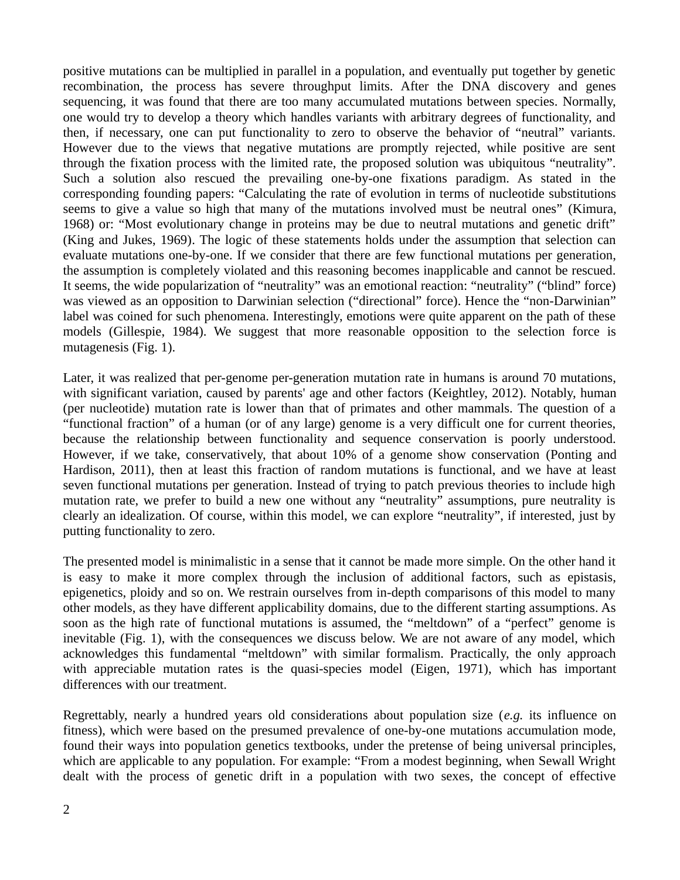positive mutations can be multiplied in parallel in a population, and eventually put together by genetic recombination, the process has severe throughput limits. After the DNA discovery and genes sequencing, it was found that there are too many accumulated mutations between species. Normally, one would try to develop a theory which handles variants with arbitrary degrees of functionality, and then, if necessary, one can put functionality to zero to observe the behavior of "neutral" variants. However due to the views that negative mutations are promptly rejected, while positive are sent through the fixation process with the limited rate, the proposed solution was ubiquitous "neutrality". Such a solution also rescued the prevailing one-by-one fixations paradigm. As stated in the corresponding founding papers: "Calculating the rate of evolution in terms of nucleotide substitutions seems to give a value so high that many of the mutations involved must be neutral ones" (Kimura, 1968) or: "Most evolutionary change in proteins may be due to neutral mutations and genetic drift" (King and Jukes, 1969). The logic of these statements holds under the assumption that selection can evaluate mutations one-by-one. If we consider that there are few functional mutations per generation, the assumption is completely violated and this reasoning becomes inapplicable and cannot be rescued. It seems, the wide popularization of "neutrality" was an emotional reaction: "neutrality" ("blind" force) was viewed as an opposition to Darwinian selection ("directional" force). Hence the "non-Darwinian" label was coined for such phenomena. Interestingly, emotions were quite apparent on the path of these models (Gillespie, 1984). We suggest that more reasonable opposition to the selection force is mutagenesis (Fig. 1).

Later, it was realized that per-genome per-generation mutation rate in humans is around 70 mutations, with significant variation, caused by parents' age and other factors (Keightley, 2012). Notably, human (per nucleotide) mutation rate is lower than that of primates and other mammals. The question of a "functional fraction" of a human (or of any large) genome is a very difficult one for current theories, because the relationship between functionality and sequence conservation is poorly understood. However, if we take, conservatively, that about 10% of a genome show conservation (Ponting and Hardison, 2011), then at least this fraction of random mutations is functional, and we have at least seven functional mutations per generation. Instead of trying to patch previous theories to include high mutation rate, we prefer to build a new one without any "neutrality" assumptions, pure neutrality is clearly an idealization. Of course, within this model, we can explore "neutrality", if interested, just by putting functionality to zero.

The presented model is minimalistic in a sense that it cannot be made more simple. On the other hand it is easy to make it more complex through the inclusion of additional factors, such as epistasis, epigenetics, ploidy and so on. We restrain ourselves from in-depth comparisons of this model to many other models, as they have different applicability domains, due to the different starting assumptions. As soon as the high rate of functional mutations is assumed, the "meltdown" of a "perfect" genome is inevitable (Fig. 1), with the consequences we discuss below. We are not aware of any model, which acknowledges this fundamental "meltdown" with similar formalism. Practically, the only approach with appreciable mutation rates is the quasi-species model (Eigen, 1971), which has important differences with our treatment.

Regrettably, nearly a hundred years old considerations about population size (*e.g.* its influence on fitness), which were based on the presumed prevalence of one-by-one mutations accumulation mode, found their ways into population genetics textbooks, under the pretense of being universal principles, which are applicable to any population. For example: "From a modest beginning, when Sewall Wright dealt with the process of genetic drift in a population with two sexes, the concept of effective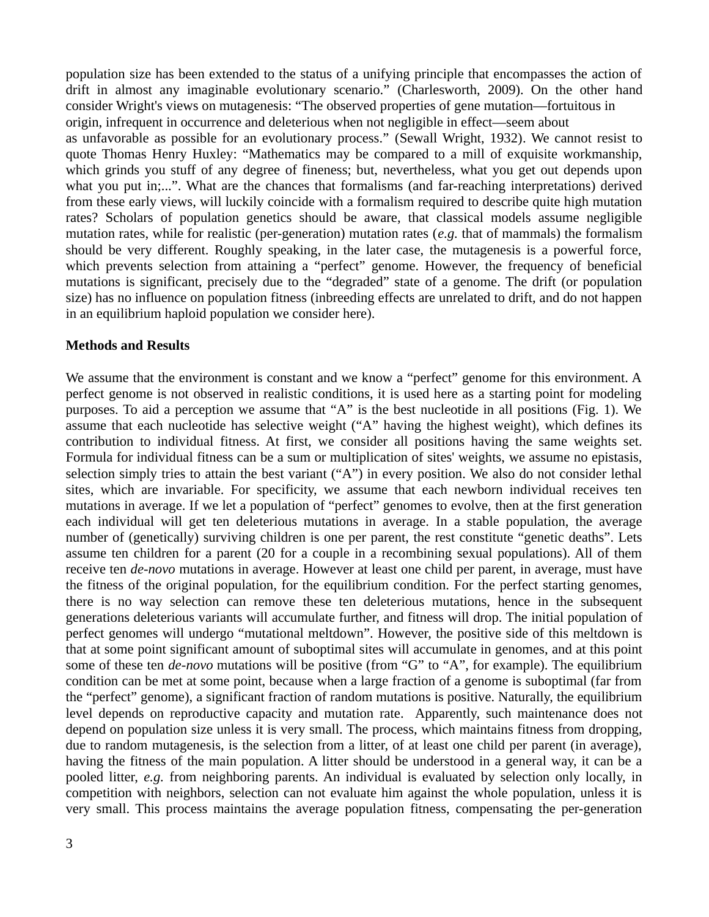population size has been extended to the status of a unifying principle that encompasses the action of drift in almost any imaginable evolutionary scenario." (Charlesworth, 2009). On the other hand consider Wright's views on mutagenesis: "The observed properties of gene mutation—fortuitous in origin, infrequent in occurrence and deleterious when not negligible in effect—seem about as unfavorable as possible for an evolutionary process." (Sewall Wright, 1932). We cannot resist to quote Thomas Henry Huxley: "Mathematics may be compared to a mill of exquisite workmanship, which grinds you stuff of any degree of fineness; but, nevertheless, what you get out depends upon what you put in;...". What are the chances that formalisms (and far-reaching interpretations) derived from these early views, will luckily coincide with a formalism required to describe quite high mutation rates? Scholars of population genetics should be aware, that classical models assume negligible mutation rates, while for realistic (per-generation) mutation rates (*e.g.* that of mammals) the formalism should be very different. Roughly speaking, in the later case, the mutagenesis is a powerful force, which prevents selection from attaining a "perfect" genome. However, the frequency of beneficial mutations is significant, precisely due to the "degraded" state of a genome. The drift (or population size) has no influence on population fitness (inbreeding effects are unrelated to drift, and do not happen in an equilibrium haploid population we consider here).

**Methods and Results**

We assume that the environment is constant and we know a "perfect" genome for this environment. A perfect genome is not observed in realistic conditions, it is used here as a starting point for modeling purposes. To aid a perception we assume that "A" is the best nucleotide in all positions (Fig. 1). We assume that each nucleotide has selective weight ("A" having the highest weight), which defines its contribution to individual fitness. At first, we consider all positions having the same weights set. Formula for individual fitness can be a sum or multiplication of sites' weights, we assume no epistasis, selection simply tries to attain the best variant ("A") in every position. We also do not consider lethal sites, which are invariable. For specificity, we assume that each newborn individual receives ten mutations in average. If we let a population of "perfect" genomes to evolve, then at the first generation each individual will get ten deleterious mutations in average. In a stable population, the average number of (genetically) surviving children is one per parent, the rest constitute "genetic deaths". Lets assume ten children for a parent (20 for a couple in a recombining sexual populations). All of them receive ten *de-novo* mutations in average. However at least one child per parent, in average, must have the fitness of the original population, for the equilibrium condition. For the perfect starting genomes, there is no way selection can remove these ten deleterious mutations, hence in the subsequent generations deleterious variants will accumulate further, and fitness will drop. The initial population of perfect genomes will undergo "mutational meltdown". However, the positive side of this meltdown is that at some point significant amount of suboptimal sites will accumulate in genomes, and at this point some of these ten *de-novo* mutations will be positive (from "G" to "A", for example). The equilibrium condition can be met at some point, because when a large fraction of a genome is suboptimal (far from the "perfect" genome), a significant fraction of random mutations is positive. Naturally, the equilibrium level depends on reproductive capacity and mutation rate. Apparently, such maintenance does not depend on population size unless it is very small. The process, which maintains fitness from dropping, due to random mutagenesis, is the selection from a litter, of at least one child per parent (in average), having the fitness of the main population. A litter should be understood in a general way, it can be a pooled litter, *e.g.* from neighboring parents. An individual is evaluated by selection only locally, in competition with neighbors, selection can not evaluate him against the whole population, unless it is very small. This process maintains the average population fitness, compensating the per-generation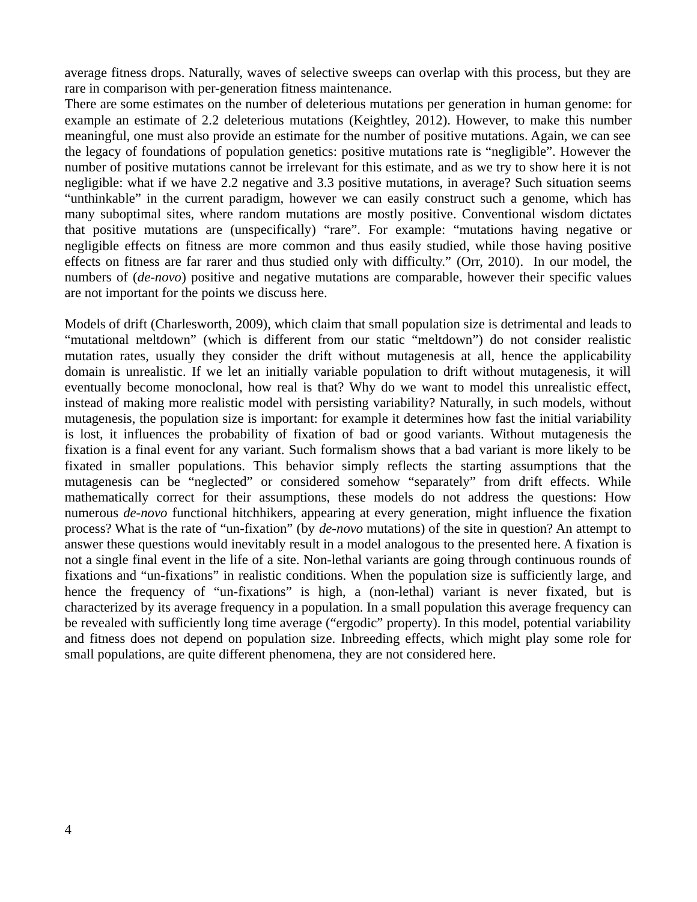average fitness drops. Naturally, waves of selective sweeps can overlap with this process, but they are rare in comparison with per-generation fitness maintenance.

There are some estimates on the number of deleterious mutations per generation in human genome: for example an estimate of 2.2 deleterious mutations (Keightley, 2012). However, to make this number meaningful, one must also provide an estimate for the number of positive mutations. Again, we can see the legacy of foundations of population genetics: positive mutations rate is "negligible". However the number of positive mutations cannot be irrelevant for this estimate, and as we try to show here it is not negligible: what if we have 2.2 negative and 3.3 positive mutations, in average? Such situation seems "unthinkable" in the current paradigm, however we can easily construct such a genome, which has many suboptimal sites, where random mutations are mostly positive. Conventional wisdom dictates that positive mutations are (unspecifically) "rare". For example: "mutations having negative or negligible effects on fitness are more common and thus easily studied, while those having positive effects on fitness are far rarer and thus studied only with difficulty." (Orr, 2010). In our model, the numbers of (*de-novo*) positive and negative mutations are comparable, however their specific values are not important for the points we discuss here.

Models of drift (Charlesworth, 2009), which claim that small population size is detrimental and leads to "mutational meltdown" (which is different from our static "meltdown") do not consider realistic mutation rates, usually they consider the drift without mutagenesis at all, hence the applicability domain is unrealistic. If we let an initially variable population to drift without mutagenesis, it will eventually become monoclonal, how real is that? Why do we want to model this unrealistic effect, instead of making more realistic model with persisting variability? Naturally, in such models, without mutagenesis, the population size is important: for example it determines how fast the initial variability is lost, it influences the probability of fixation of bad or good variants. Without mutagenesis the fixation is a final event for any variant. Such formalism shows that a bad variant is more likely to be fixated in smaller populations. This behavior simply reflects the starting assumptions that the mutagenesis can be "neglected" or considered somehow "separately" from drift effects. While mathematically correct for their assumptions, these models do not address the questions: How numerous *de-novo* functional hitchhikers, appearing at every generation, might influence the fixation process? What is the rate of "un-fixation" (by *de-novo* mutations) of the site in question? An attempt to answer these questions would inevitably result in a model analogous to the presented here. A fixation is not a single final event in the life of a site. Non-lethal variants are going through continuous rounds of fixations and "un-fixations" in realistic conditions. When the population size is sufficiently large, and hence the frequency of "un-fixations" is high, a (non-lethal) variant is never fixated, but is characterized by its average frequency in a population. In a small population this average frequency can be revealed with sufficiently long time average ("ergodic" property). In this model, potential variability and fitness does not depend on population size. Inbreeding effects, which might play some role for small populations, are quite different phenomena, they are not considered here.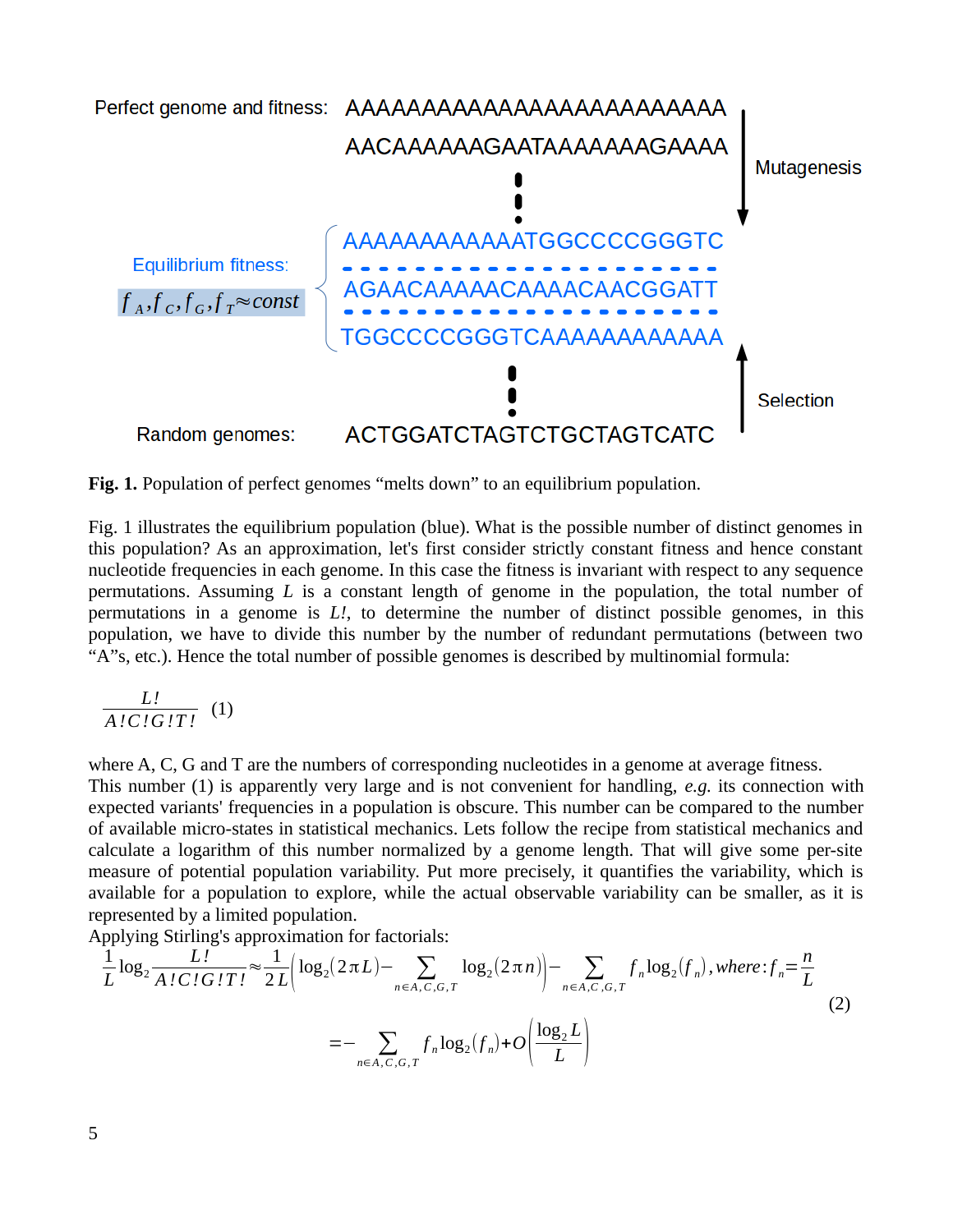Perfect genome and fitness: AAAAAAAAAAAAAAAAAAAAAAAAA

AACAAAAAAGAATAAAAAAAGAAAA

Mutagenesis

Equilibrium fitness: $f_A, f_C, f_G, f_T \approx const$

AAAAAAAAAAAATGGCCCCGGGTC

AGAACAAAAACAAAACAACGGATT

TGGCCCCGGGTCAAAAAAAAAAAA

Selection

Random genomes: ACTGGATCTAGTCTGCTAGTCATC

**Fig. 1.** Population of perfect genomes "melts down" to an equilibrium population.

Fig. 1 illustrates the equilibrium population (blue). What is the possible number of distinct genomes in this population? As an approximation, let's first consider strictly constant fitness and hence constant nucleotide frequencies in each genome. In this case the fitness is invariant with respect to any sequence permutations. Assuming $L$ is a constant length of genome in the population, the total number of permutations in a genome is $L!$, to determine the number of distinct possible genomes, in this population, we have to divide this number by the number of redundant permutations (between two "A"s, etc.). Hence the total number of possible genomes is described by multinomial formula:

$$\frac{L!}{A!C!G!T!} \quad (1)$$

where A, C, G and T are the numbers of corresponding nucleotides in a genome at average fitness.
This number (1) is apparently very large and is not convenient for handling, *e.g.* its connection with expected variants' frequencies in a population is obscure. This number can be compared to the number of available micro-states in statistical mechanics. Lets follow the recipe from statistical mechanics and calculate a logarithm of this number normalized by a genome length. That will give some per-site measure of potential population variability. Put more precisely, it quantifies the variability, which is available for a population to explore, while the actual observable variability can be smaller, as it is represented by a limited population.
Applying Stirling's approximation for factorials:

$$\frac{1}{L}\log_2\frac{L!}{A!C!G!T!} \approx \frac{1}{2L}\left(\log_2(2\pi L) - \sum_{n\in A,C,G,T}\log_2(2\pi n)\right) - \sum_{n\in A,C,G,T} f_n \log_2(f_n), where: f_n = \frac{n}{L}$$

$$= -\sum_{n\in A,C,G,T} f_n \log_2(f_n) + O\left(\frac{\log_2 L}{L}\right) \quad (2)$$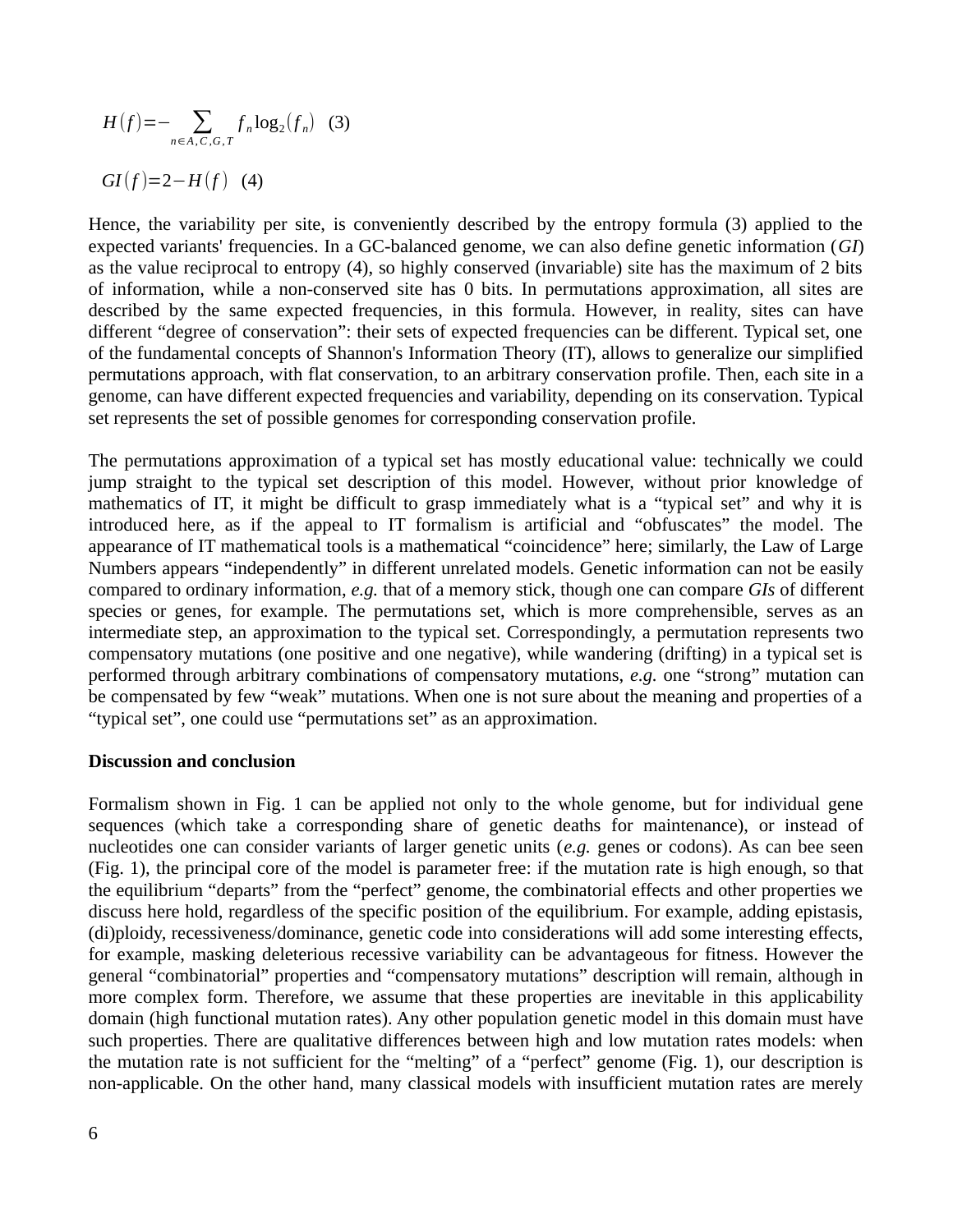$$H(f) = -\sum_{n \in A,C,G,T} f_n \log_2(f_n) \quad (3)$$

$$GI(f) = 2 - H(f) \quad (4)$$

Hence, the variability per site, is conveniently described by the entropy formula (3) applied to the expected variants' frequencies. In a GC-balanced genome, we can also define genetic information (*GI*) as the value reciprocal to entropy (4), so highly conserved (invariable) site has the maximum of 2 bits of information, while a non-conserved site has 0 bits. In permutations approximation, all sites are described by the same expected frequencies, in this formula. However, in reality, sites can have different "degree of conservation": their sets of expected frequencies can be different. Typical set, one of the fundamental concepts of Shannon's Information Theory (IT), allows to generalize our simplified permutations approach, with flat conservation, to an arbitrary conservation profile. Then, each site in a genome, can have different expected frequencies and variability, depending on its conservation. Typical set represents the set of possible genomes for corresponding conservation profile.

The permutations approximation of a typical set has mostly educational value: technically we could jump straight to the typical set description of this model. However, without prior knowledge of mathematics of IT, it might be difficult to grasp immediately what is a "typical set" and why it is introduced here, as if the appeal to IT formalism is artificial and "obfuscates" the model. The appearance of IT mathematical tools is a mathematical "coincidence" here; similarly, the Law of Large Numbers appears "independently" in different unrelated models. Genetic information can not be easily compared to ordinary information, *e.g.* that of a memory stick, though one can compare *GIs* of different species or genes, for example. The permutations set, which is more comprehensible, serves as an intermediate step, an approximation to the typical set. Correspondingly, a permutation represents two compensatory mutations (one positive and one negative), while wandering (drifting) in a typical set is performed through arbitrary combinations of compensatory mutations, *e.g.* one "strong" mutation can be compensated by few "weak" mutations. When one is not sure about the meaning and properties of a "typical set", one could use "permutations set" as an approximation.

**Discussion and conclusion**

Formalism shown in Fig. 1 can be applied not only to the whole genome, but for individual gene sequences (which take a corresponding share of genetic deaths for maintenance), or instead of nucleotides one can consider variants of larger genetic units (*e.g.* genes or codons). As can bee seen (Fig. 1), the principal core of the model is parameter free: if the mutation rate is high enough, so that the equilibrium "departs" from the "perfect" genome, the combinatorial effects and other properties we discuss here hold, regardless of the specific position of the equilibrium. For example, adding epistasis, (di)ploidy, recessiveness/dominance, genetic code into considerations will add some interesting effects, for example, masking deleterious recessive variability can be advantageous for fitness. However the general "combinatorial" properties and "compensatory mutations" description will remain, although in more complex form. Therefore, we assume that these properties are inevitable in this applicability domain (high functional mutation rates). Any other population genetic model in this domain must have such properties. There are qualitative differences between high and low mutation rates models: when the mutation rate is not sufficient for the "melting" of a "perfect" genome (Fig. 1), our description is non-applicable. On the other hand, many classical models with insufficient mutation rates are merely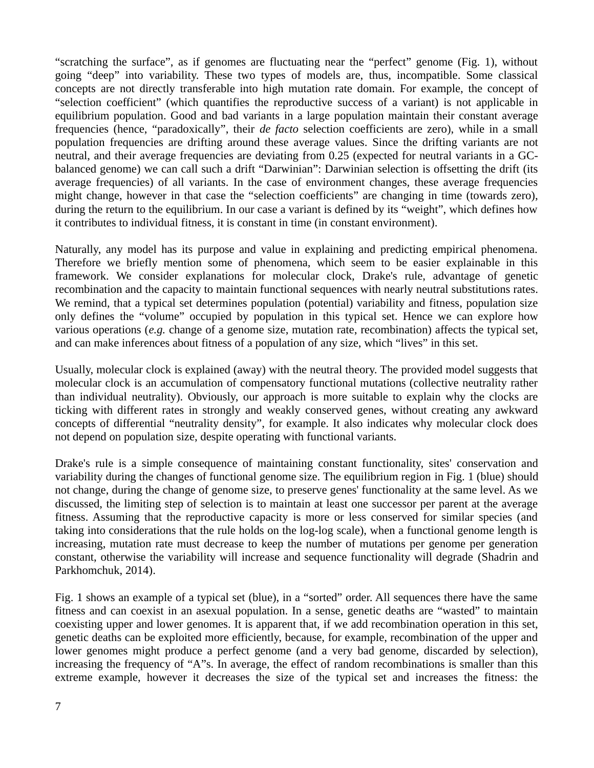“scratching the surface”, as if genomes are fluctuating near the “perfect” genome (Fig. 1), without going “deep” into variability. These two types of models are, thus, incompatible. Some classical concepts are not directly transferable into high mutation rate domain. For example, the concept of “selection coefficient” (which quantifies the reproductive success of a variant) is not applicable in equilibrium population. Good and bad variants in a large population maintain their constant average frequencies (hence, “paradoxically”, their *de facto* selection coefficients are zero), while in a small population frequencies are drifting around these average values. Since the drifting variants are not neutral, and their average frequencies are deviating from 0.25 (expected for neutral variants in a GC-balanced genome) we can call such a drift “Darwinian”: Darwinian selection is offsetting the drift (its average frequencies) of all variants. In the case of environment changes, these average frequencies might change, however in that case the “selection coefficients” are changing in time (towards zero), during the return to the equilibrium. In our case a variant is defined by its “weight”, which defines how it contributes to individual fitness, it is constant in time (in constant environment).

Naturally, any model has its purpose and value in explaining and predicting empirical phenomena. Therefore we briefly mention some of phenomena, which seem to be easier explainable in this framework. We consider explanations for molecular clock, Drake's rule, advantage of genetic recombination and the capacity to maintain functional sequences with nearly neutral substitutions rates. We remind, that a typical set determines population (potential) variability and fitness, population size only defines the “volume” occupied by population in this typical set. Hence we can explore how various operations (*e.g.* change of a genome size, mutation rate, recombination) affects the typical set, and can make inferences about fitness of a population of any size, which “lives” in this set.

Usually, molecular clock is explained (away) with the neutral theory. The provided model suggests that molecular clock is an accumulation of compensatory functional mutations (collective neutrality rather than individual neutrality). Obviously, our approach is more suitable to explain why the clocks are ticking with different rates in strongly and weakly conserved genes, without creating any awkward concepts of differential “neutrality density”, for example. It also indicates why molecular clock does not depend on population size, despite operating with functional variants.

Drake's rule is a simple consequence of maintaining constant functionality, sites' conservation and variability during the changes of functional genome size. The equilibrium region in Fig. 1 (blue) should not change, during the change of genome size, to preserve genes' functionality at the same level. As we discussed, the limiting step of selection is to maintain at least one successor per parent at the average fitness. Assuming that the reproductive capacity is more or less conserved for similar species (and taking into considerations that the rule holds on the log-log scale), when a functional genome length is increasing, mutation rate must decrease to keep the number of mutations per genome per generation constant, otherwise the variability will increase and sequence functionality will degrade (Shadrin and Parkhomchuk, 2014).

Fig. 1 shows an example of a typical set (blue), in a “sorted” order. All sequences there have the same fitness and can coexist in an asexual population. In a sense, genetic deaths are “wasted” to maintain coexisting upper and lower genomes. It is apparent that, if we add recombination operation in this set, genetic deaths can be exploited more efficiently, because, for example, recombination of the upper and lower genomes might produce a perfect genome (and a very bad genome, discarded by selection), increasing the frequency of “A”s. In average, the effect of random recombinations is smaller than this extreme example, however it decreases the size of the typical set and increases the fitness: the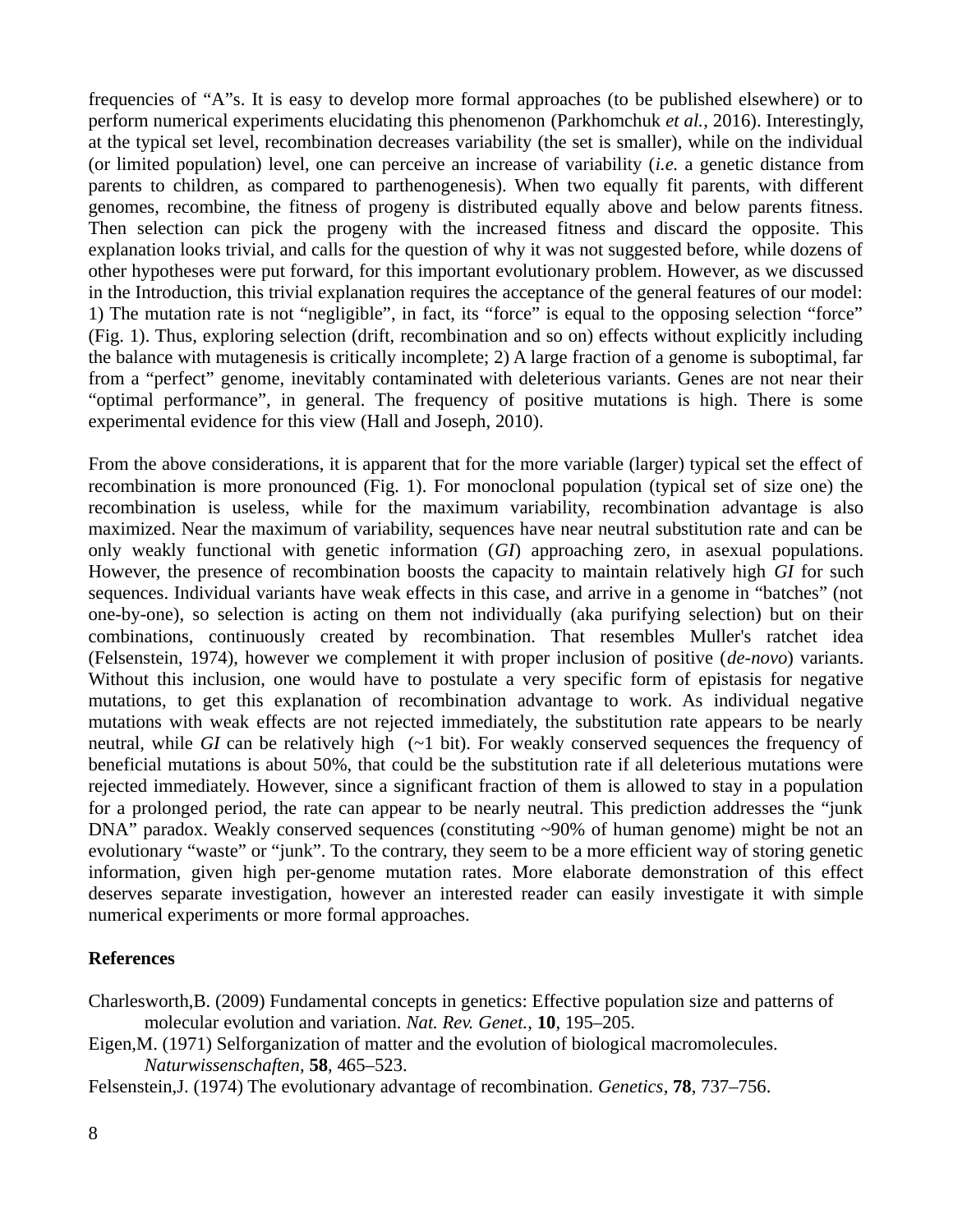frequencies of "A"s. It is easy to develop more formal approaches (to be published elsewhere) or to perform numerical experiments elucidating this phenomenon (Parkhomchuk *et al.*, 2016). Interestingly, at the typical set level, recombination decreases variability (the set is smaller), while on the individual (or limited population) level, one can perceive an increase of variability (*i.e.* a genetic distance from parents to children, as compared to parthenogenesis). When two equally fit parents, with different genomes, recombine, the fitness of progeny is distributed equally above and below parents fitness. Then selection can pick the progeny with the increased fitness and discard the opposite. This explanation looks trivial, and calls for the question of why it was not suggested before, while dozens of other hypotheses were put forward, for this important evolutionary problem. However, as we discussed in the Introduction, this trivial explanation requires the acceptance of the general features of our model: 1) The mutation rate is not "negligible", in fact, its "force" is equal to the opposing selection "force" (Fig. 1). Thus, exploring selection (drift, recombination and so on) effects without explicitly including the balance with mutagenesis is critically incomplete; 2) A large fraction of a genome is suboptimal, far from a "perfect" genome, inevitably contaminated with deleterious variants. Genes are not near their "optimal performance", in general. The frequency of positive mutations is high. There is some experimental evidence for this view (Hall and Joseph, 2010).

From the above considerations, it is apparent that for the more variable (larger) typical set the effect of recombination is more pronounced (Fig. 1). For monoclonal population (typical set of size one) the recombination is useless, while for the maximum variability, recombination advantage is also maximized. Near the maximum of variability, sequences have near neutral substitution rate and can be only weakly functional with genetic information (*GI*) approaching zero, in asexual populations. However, the presence of recombination boosts the capacity to maintain relatively high *GI* for such sequences. Individual variants have weak effects in this case, and arrive in a genome in "batches" (not one-by-one), so selection is acting on them not individually (aka purifying selection) but on their combinations, continuously created by recombination. That resembles Muller's ratchet idea (Felsenstein, 1974), however we complement it with proper inclusion of positive (*de-novo*) variants. Without this inclusion, one would have to postulate a very specific form of epistasis for negative mutations, to get this explanation of recombination advantage to work. As individual negative mutations with weak effects are not rejected immediately, the substitution rate appears to be nearly neutral, while *GI* can be relatively high (~1 bit). For weakly conserved sequences the frequency of beneficial mutations is about 50%, that could be the substitution rate if all deleterious mutations were rejected immediately. However, since a significant fraction of them is allowed to stay in a population for a prolonged period, the rate can appear to be nearly neutral. This prediction addresses the "junk DNA" paradox. Weakly conserved sequences (constituting ~90% of human genome) might be not an evolutionary "waste" or "junk". To the contrary, they seem to be a more efficient way of storing genetic information, given high per-genome mutation rates. More elaborate demonstration of this effect deserves separate investigation, however an interested reader can easily investigate it with simple numerical experiments or more formal approaches.

**References**

Charlesworth,B. (2009) Fundamental concepts in genetics: Effective population size and patterns of molecular evolution and variation. *Nat. Rev. Genet.*, **10**, 195–205.

Eigen,M. (1971) Selforganization of matter and the evolution of biological macromolecules. *Naturwissenschaften*, **58**, 465–523.

Felsenstein,J. (1974) The evolutionary advantage of recombination. *Genetics*, **78**, 737–756.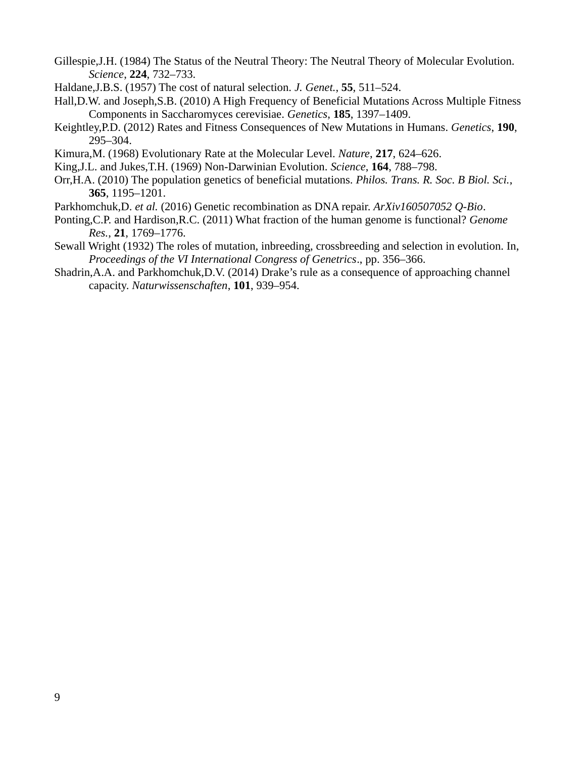Gillespie,J.H. (1984) The Status of the Neutral Theory: The Neutral Theory of Molecular Evolution. *Science*, **224**, 732–733.

Haldane,J.B.S. (1957) The cost of natural selection. *J. Genet.*, **55**, 511–524.

Hall,D.W. and Joseph,S.B. (2010) A High Frequency of Beneficial Mutations Across Multiple Fitness Components in Saccharomyces cerevisiae. *Genetics*, **185**, 1397–1409.

Keightley,P.D. (2012) Rates and Fitness Consequences of New Mutations in Humans. *Genetics*, **190**, 295–304.

Kimura,M. (1968) Evolutionary Rate at the Molecular Level. *Nature*, **217**, 624–626.

King,J.L. and Jukes,T.H. (1969) Non-Darwinian Evolution. *Science*, **164**, 788–798.

Orr,H.A. (2010) The population genetics of beneficial mutations. *Philos. Trans. R. Soc. B Biol. Sci.*, **365**, 1195–1201.

Parkhomchuk,D. *et al.* (2016) Genetic recombination as DNA repair. *ArXiv160507052 Q-Bio*.

Ponting,C.P. and Hardison,R.C. (2011) What fraction of the human genome is functional? *Genome Res.*, **21**, 1769–1776.

Sewall Wright (1932) The roles of mutation, inbreeding, crossbreeding and selection in evolution. In, *Proceedings of the VI International Congress of Genetrics*., pp. 356–366.

Shadrin,A.A. and Parkhomchuk,D.V. (2014) Drake's rule as a consequence of approaching channel capacity. *Naturwissenschaften*, **101**, 939–954.